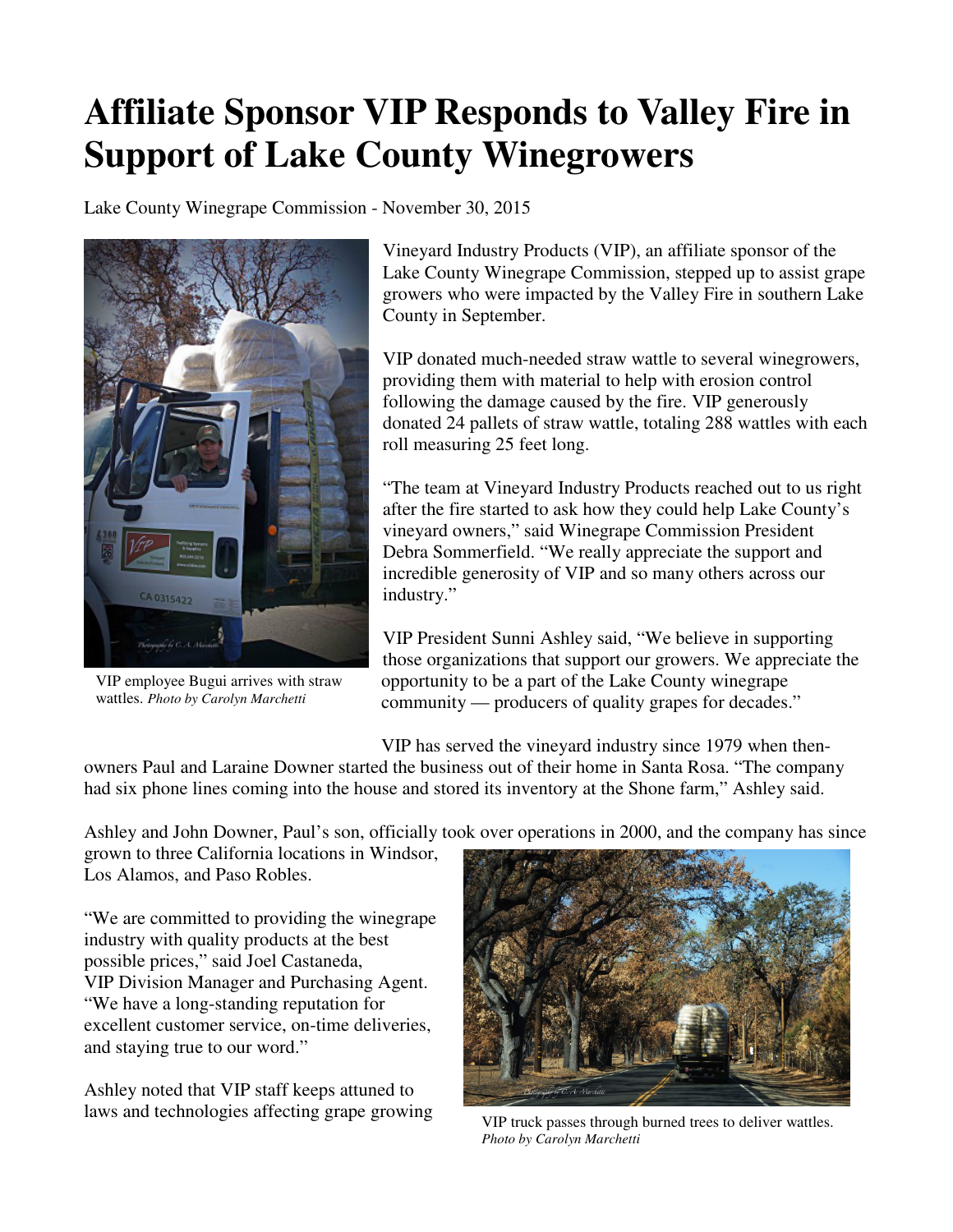# Affiliate Sponsor VIP Responds to Valley Fire in Support of Lake County Winegrowers

Lake County Winegrape Commission - November 30, 2015

VIP employee Bugui arrives with straw wattles. *Photo by Carolyn Marchetti*

Vineyard Industry Products (VIP), an affiliate sponsor of the Lake County Winegrape Commission, stepped up to assist grape growers who were impacted by the Valley Fire in southern Lake County in September.

VIP donated much-needed straw wattle to several winegrowers, providing them with material to help with erosion control following the damage caused by the fire. VIP generously donated 24 pallets of straw wattle, totaling 288 wattles with each roll measuring 25 feet long.

"The team at Vineyard Industry Products reached out to us right after the fire started to ask how they could help Lake County's vineyard owners," said Winegrape Commission President Debra Sommerfield. "We really appreciate the support and incredible generosity of VIP and so many others across our industry."

VIP President Sunni Ashley said, "We believe in supporting those organizations that support our growers. We appreciate the opportunity to be a part of the Lake County winegrape community — producers of quality grapes for decades."

VIP has served the vineyard industry since 1979 when then-owners Paul and Laraine Downer started the business out of their home in Santa Rosa. "The company had six phone lines coming into the house and stored its inventory at the Shone farm," Ashley said.

Ashley and John Downer, Paul's son, officially took over operations in 2000, and the company has since grown to three California locations in Windsor, Los Alamos, and Paso Robles.

"We are committed to providing the winegrape industry with quality products at the best possible prices," said Joel Castaneda, VIP Division Manager and Purchasing Agent. "We have a long-standing reputation for excellent customer service, on-time deliveries, and staying true to our word."

VIP truck passes through burned trees to deliver wattles. *Photo by Carolyn Marchetti*

Ashley noted that VIP staff keeps attuned to laws and technologies affecting grape growing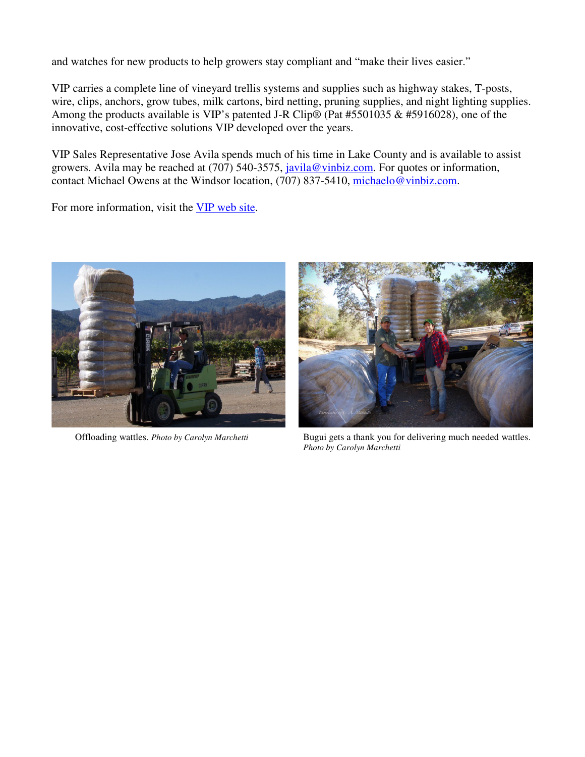and watches for new products to help growers stay compliant and "make their lives easier."

VIP carries a complete line of vineyard trellis systems and supplies such as highway stakes, T-posts, wire, clips, anchors, grow tubes, milk cartons, bird netting, pruning supplies, and night lighting supplies. Among the products available is VIP's patented J-R Clip® (Pat #5501035 & #5916028), one of the innovative, cost-effective solutions VIP developed over the years.

VIP Sales Representative Jose Avila spends much of his time in Lake County and is available to assist growers. Avila may be reached at (707) 540-3575, javila@vinbiz.com. For quotes or information, contact Michael Owens at the Windsor location, (707) 837-5410, michaelo@vinbiz.com.

For more information, visit the VIP web site.

Offloading wattles. *Photo by Carolyn Marchetti*

Bugui gets a thank you for delivering much needed wattles. *Photo by Carolyn Marchetti*